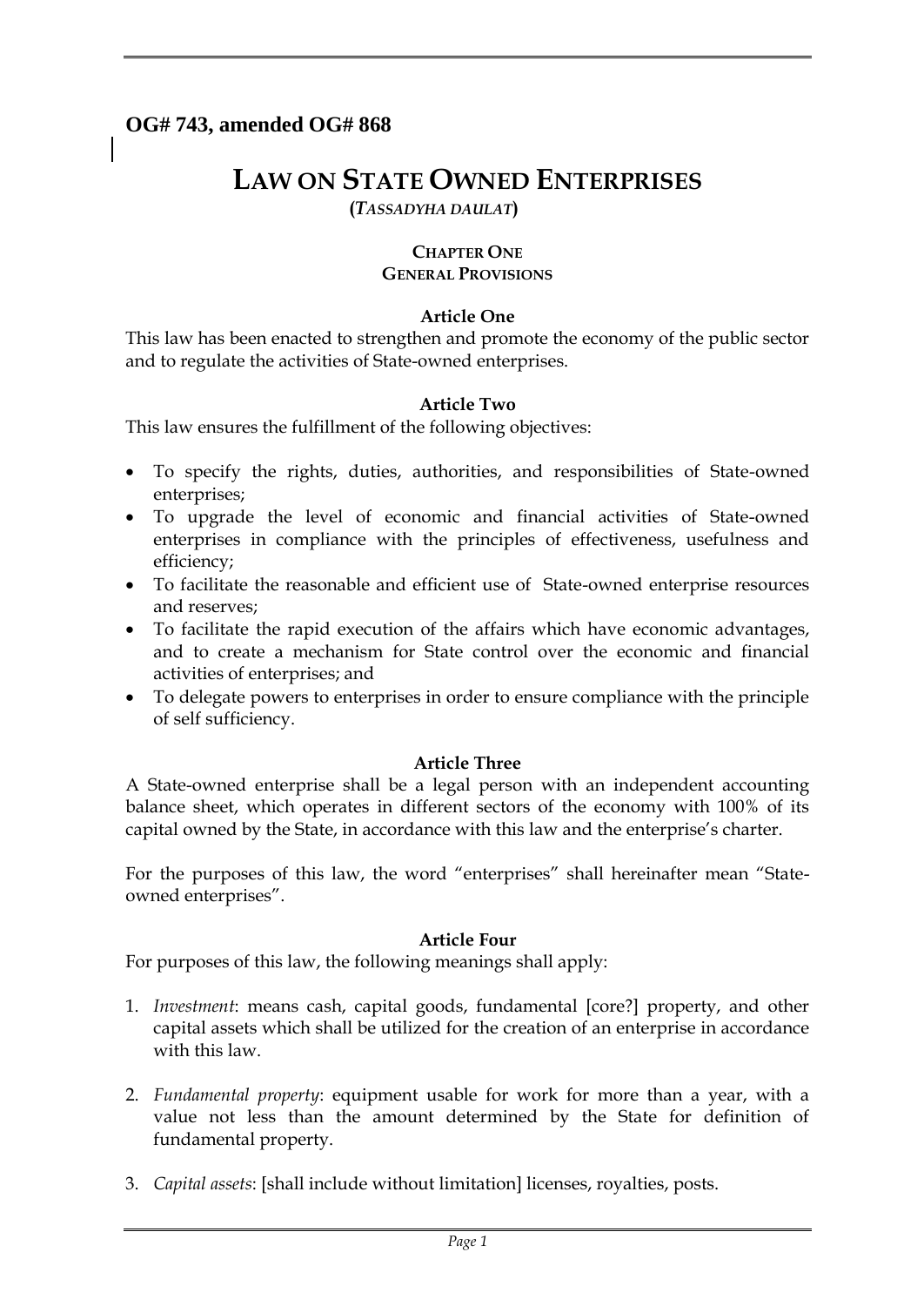**OG# 743, amended OG# 868**

# LAW ON STATE OWNED ENTERPRISES

**(*TASSADYHA DAULAT*)**

## CHAPTER ONE
## GENERAL PROVISIONS

### Article One

This law has been enacted to strengthen and promote the economy of the public sector and to regulate the activities of State-owned enterprises.

### Article Two

This law ensures the fulfillment of the following objectives:

- To specify the rights, duties, authorities, and responsibilities of State-owned enterprises;
- To upgrade the level of economic and financial activities of State-owned enterprises in compliance with the principles of effectiveness, usefulness and efficiency;
- To facilitate the reasonable and efficient use of State-owned enterprise resources and reserves;
- To facilitate the rapid execution of the affairs which have economic advantages, and to create a mechanism for State control over the economic and financial activities of enterprises; and
- To delegate powers to enterprises in order to ensure compliance with the principle of self sufficiency.

### Article Three

A State-owned enterprise shall be a legal person with an independent accounting balance sheet, which operates in different sectors of the economy with 100% of its capital owned by the State, in accordance with this law and the enterprise's charter.

For the purposes of this law, the word "enterprises" shall hereinafter mean "State-owned enterprises".

### Article Four

For purposes of this law, the following meanings shall apply:

1. *Investment*: means cash, capital goods, fundamental [core?] property, and other capital assets which shall be utilized for the creation of an enterprise in accordance with this law.

2. *Fundamental property*: equipment usable for work for more than a year, with a value not less than the amount determined by the State for definition of fundamental property.

3. *Capital assets*: [shall include without limitation] licenses, royalties, posts.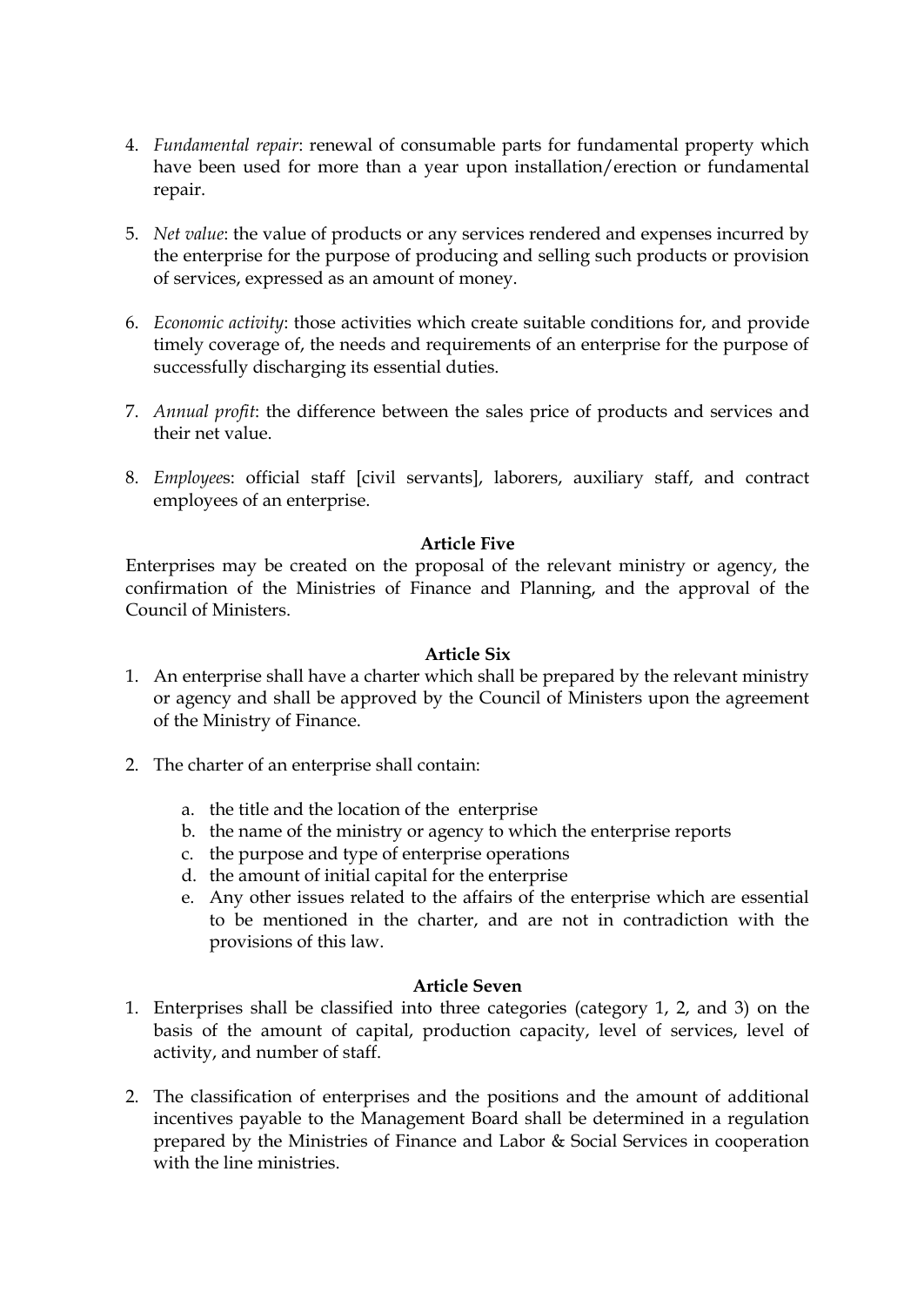4. *Fundamental repair*: renewal of consumable parts for fundamental property which have been used for more than a year upon installation/erection or fundamental repair.

5. *Net value*: the value of products or any services rendered and expenses incurred by the enterprise for the purpose of producing and selling such products or provision of services, expressed as an amount of money.

6. *Economic activity*: those activities which create suitable conditions for, and provide timely coverage of, the needs and requirements of an enterprise for the purpose of successfully discharging its essential duties.

7. *Annual profit*: the difference between the sales price of products and services and their net value.

8. *Employees*: official staff [civil servants], laborers, auxiliary staff, and contract employees of an enterprise.

**Article Five**

Enterprises may be created on the proposal of the relevant ministry or agency, the confirmation of the Ministries of Finance and Planning, and the approval of the Council of Ministers.

**Article Six**

1. An enterprise shall have a charter which shall be prepared by the relevant ministry or agency and shall be approved by the Council of Ministers upon the agreement of the Ministry of Finance.

2. The charter of an enterprise shall contain:

   a. the title and the location of the enterprise
   b. the name of the ministry or agency to which the enterprise reports
   c. the purpose and type of enterprise operations
   d. the amount of initial capital for the enterprise
   e. Any other issues related to the affairs of the enterprise which are essential to be mentioned in the charter, and are not in contradiction with the provisions of this law.

**Article Seven**

1. Enterprises shall be classified into three categories (category 1, 2, and 3) on the basis of the amount of capital, production capacity, level of services, level of activity, and number of staff.

2. The classification of enterprises and the positions and the amount of additional incentives payable to the Management Board shall be determined in a regulation prepared by the Ministries of Finance and Labor & Social Services in cooperation with the line ministries.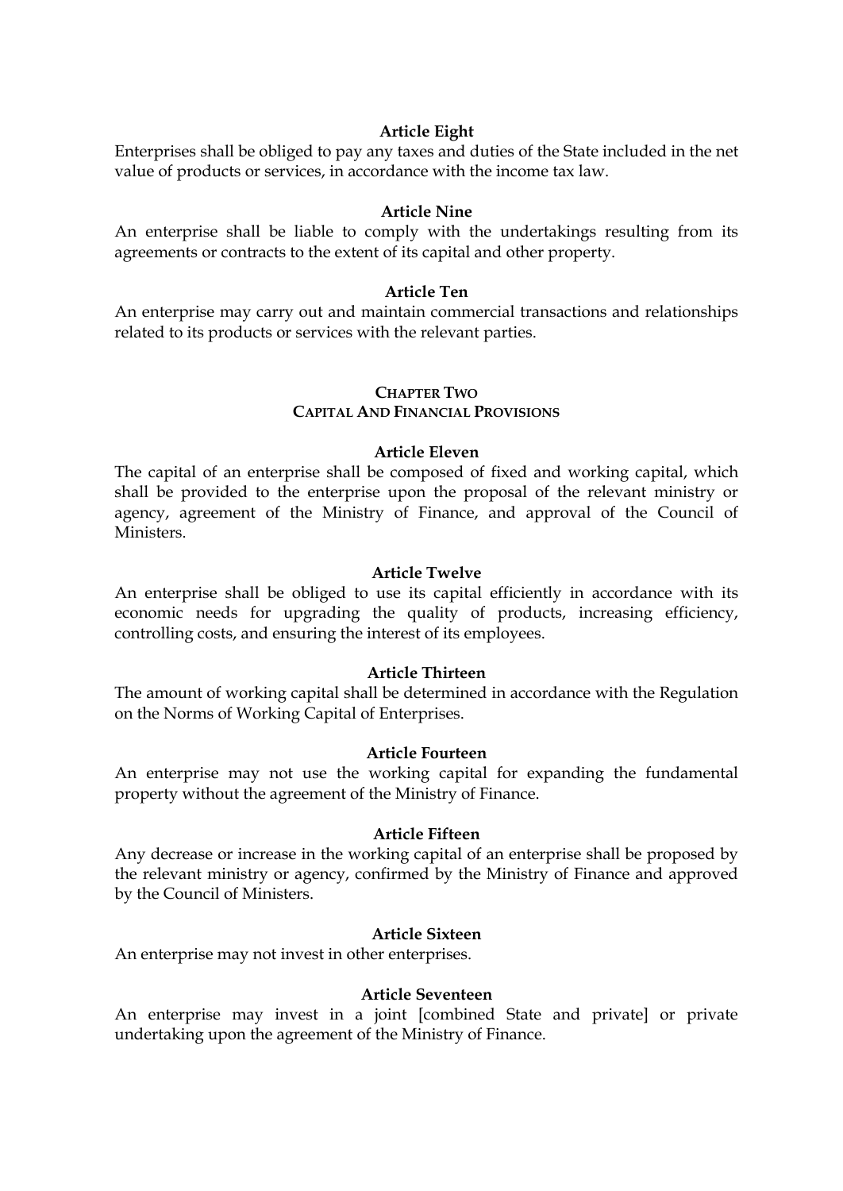### Article Eight

Enterprises shall be obliged to pay any taxes and duties of the State included in the net value of products or services, in accordance with the income tax law.

### Article Nine

An enterprise shall be liable to comply with the undertakings resulting from its agreements or contracts to the extent of its capital and other property.

### Article Ten

An enterprise may carry out and maintain commercial transactions and relationships related to its products or services with the relevant parties.

## CHAPTER TWO
## CAPITAL AND FINANCIAL PROVISIONS

### Article Eleven

The capital of an enterprise shall be composed of fixed and working capital, which shall be provided to the enterprise upon the proposal of the relevant ministry or agency, agreement of the Ministry of Finance, and approval of the Council of Ministers.

### Article Twelve

An enterprise shall be obliged to use its capital efficiently in accordance with its economic needs for upgrading the quality of products, increasing efficiency, controlling costs, and ensuring the interest of its employees.

### Article Thirteen

The amount of working capital shall be determined in accordance with the Regulation on the Norms of Working Capital of Enterprises.

### Article Fourteen

An enterprise may not use the working capital for expanding the fundamental property without the agreement of the Ministry of Finance.

### Article Fifteen

Any decrease or increase in the working capital of an enterprise shall be proposed by the relevant ministry or agency, confirmed by the Ministry of Finance and approved by the Council of Ministers.

### Article Sixteen

An enterprise may not invest in other enterprises.

### Article Seventeen

An enterprise may invest in a joint [combined State and private] or private undertaking upon the agreement of the Ministry of Finance.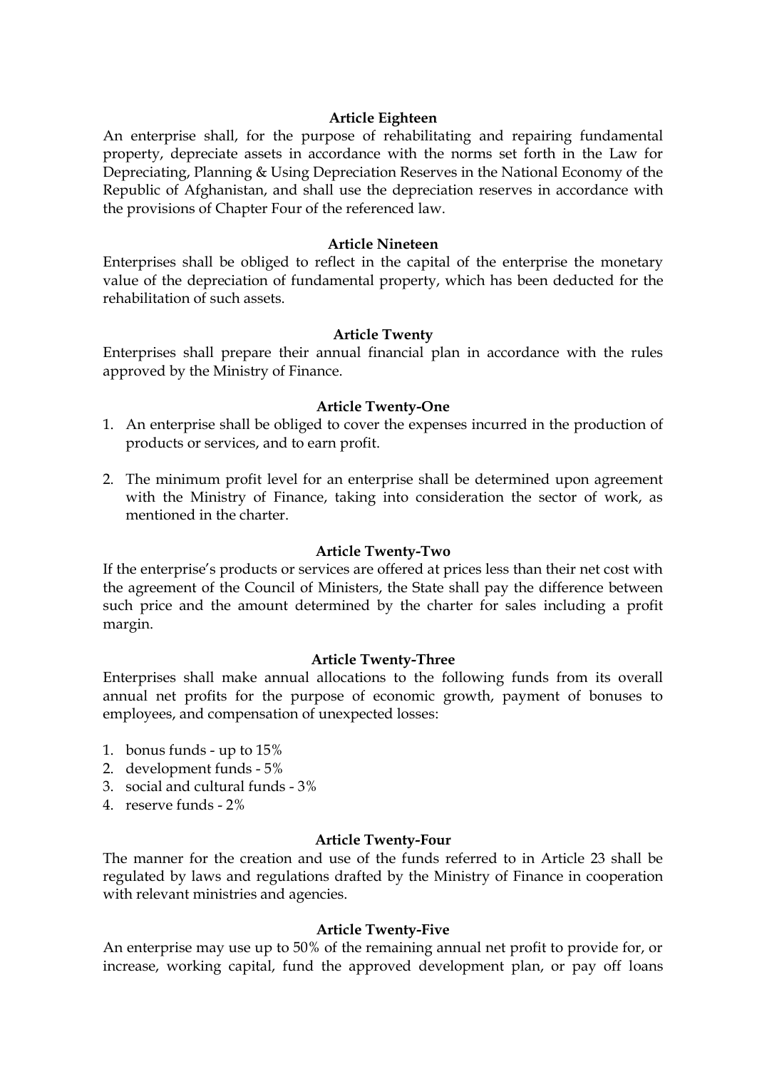**Article Eighteen**

An enterprise shall, for the purpose of rehabilitating and repairing fundamental property, depreciate assets in accordance with the norms set forth in the Law for Depreciating, Planning & Using Depreciation Reserves in the National Economy of the Republic of Afghanistan, and shall use the depreciation reserves in accordance with the provisions of Chapter Four of the referenced law.

**Article Nineteen**

Enterprises shall be obliged to reflect in the capital of the enterprise the monetary value of the depreciation of fundamental property, which has been deducted for the rehabilitation of such assets.

**Article Twenty**

Enterprises shall prepare their annual financial plan in accordance with the rules approved by the Ministry of Finance.

**Article Twenty-One**

1. An enterprise shall be obliged to cover the expenses incurred in the production of products or services, and to earn profit.

2. The minimum profit level for an enterprise shall be determined upon agreement with the Ministry of Finance, taking into consideration the sector of work, as mentioned in the charter.

**Article Twenty-Two**

If the enterprise's products or services are offered at prices less than their net cost with the agreement of the Council of Ministers, the State shall pay the difference between such price and the amount determined by the charter for sales including a profit margin.

**Article Twenty-Three**

Enterprises shall make annual allocations to the following funds from its overall annual net profits for the purpose of economic growth, payment of bonuses to employees, and compensation of unexpected losses:

1. bonus funds - up to 15%
2. development funds - 5%
3. social and cultural funds - 3%
4. reserve funds - 2%

**Article Twenty-Four**

The manner for the creation and use of the funds referred to in Article 23 shall be regulated by laws and regulations drafted by the Ministry of Finance in cooperation with relevant ministries and agencies.

**Article Twenty-Five**

An enterprise may use up to 50% of the remaining annual net profit to provide for, or increase, working capital, fund the approved development plan, or pay off loans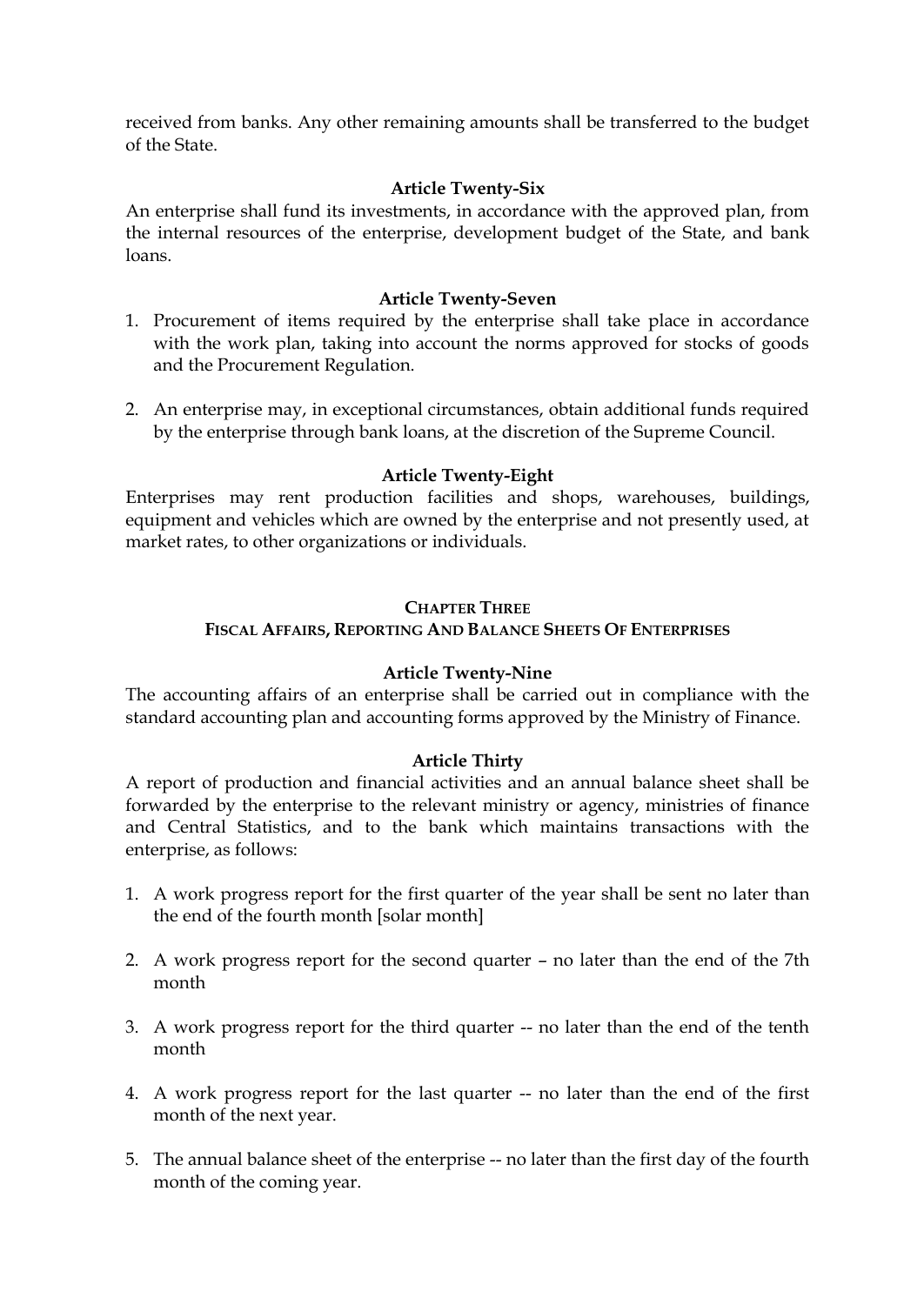received from banks. Any other remaining amounts shall be transferred to the budget of the State.

### Article Twenty-Six

An enterprise shall fund its investments, in accordance with the approved plan, from the internal resources of the enterprise, development budget of the State, and bank loans.

### Article Twenty-Seven

1. Procurement of items required by the enterprise shall take place in accordance with the work plan, taking into account the norms approved for stocks of goods and the Procurement Regulation.

2. An enterprise may, in exceptional circumstances, obtain additional funds required by the enterprise through bank loans, at the discretion of the Supreme Council.

### Article Twenty-Eight

Enterprises may rent production facilities and shops, warehouses, buildings, equipment and vehicles which are owned by the enterprise and not presently used, at market rates, to other organizations or individuals.

## CHAPTER THREE
## FISCAL AFFAIRS, REPORTING AND BALANCE SHEETS OF ENTERPRISES

### Article Twenty-Nine

The accounting affairs of an enterprise shall be carried out in compliance with the standard accounting plan and accounting forms approved by the Ministry of Finance.

### Article Thirty

A report of production and financial activities and an annual balance sheet shall be forwarded by the enterprise to the relevant ministry or agency, ministries of finance and Central Statistics, and to the bank which maintains transactions with the enterprise, as follows:

1. A work progress report for the first quarter of the year shall be sent no later than the end of the fourth month [solar month]

2. A work progress report for the second quarter – no later than the end of the 7th month

3. A work progress report for the third quarter -- no later than the end of the tenth month

4. A work progress report for the last quarter -- no later than the end of the first month of the next year.

5. The annual balance sheet of the enterprise -- no later than the first day of the fourth month of the coming year.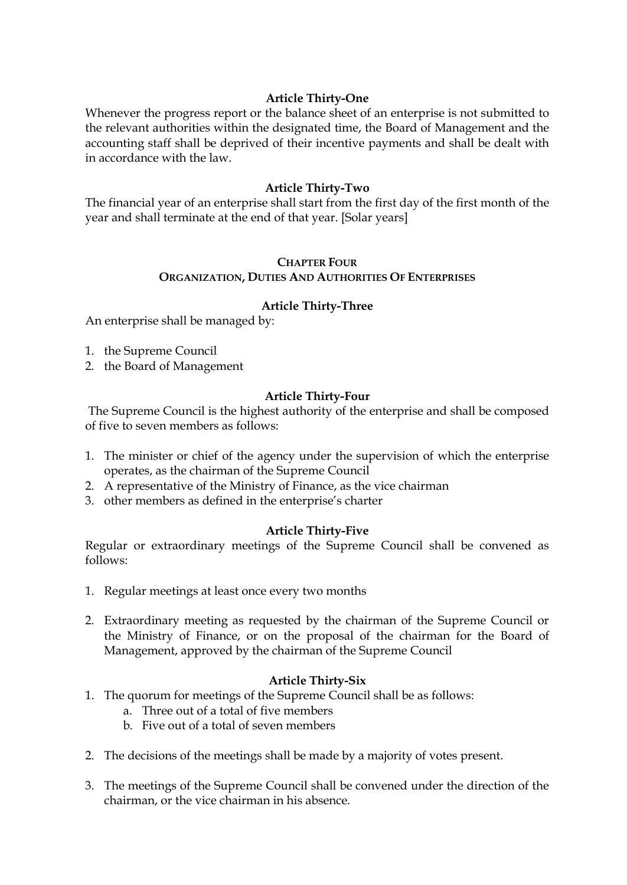### Article Thirty-One

Whenever the progress report or the balance sheet of an enterprise is not submitted to the relevant authorities within the designated time, the Board of Management and the accounting staff shall be deprived of their incentive payments and shall be dealt with in accordance with the law.

### Article Thirty-Two

The financial year of an enterprise shall start from the first day of the first month of the year and shall terminate at the end of that year. [Solar years]

## Chapter Four
## Organization, Duties And Authorities Of Enterprises

### Article Thirty-Three

An enterprise shall be managed by:

1. the Supreme Council
2. the Board of Management

### Article Thirty-Four

The Supreme Council is the highest authority of the enterprise and shall be composed of five to seven members as follows:

1. The minister or chief of the agency under the supervision of which the enterprise operates, as the chairman of the Supreme Council
2. A representative of the Ministry of Finance, as the vice chairman
3. other members as defined in the enterprise's charter

### Article Thirty-Five

Regular or extraordinary meetings of the Supreme Council shall be convened as follows:

1. Regular meetings at least once every two months

2. Extraordinary meeting as requested by the chairman of the Supreme Council or the Ministry of Finance, or on the proposal of the chairman for the Board of Management, approved by the chairman of the Supreme Council

### Article Thirty-Six

1. The quorum for meetings of the Supreme Council shall be as follows:
   a. Three out of a total of five members
   b. Five out of a total of seven members

2. The decisions of the meetings shall be made by a majority of votes present.

3. The meetings of the Supreme Council shall be convened under the direction of the chairman, or the vice chairman in his absence.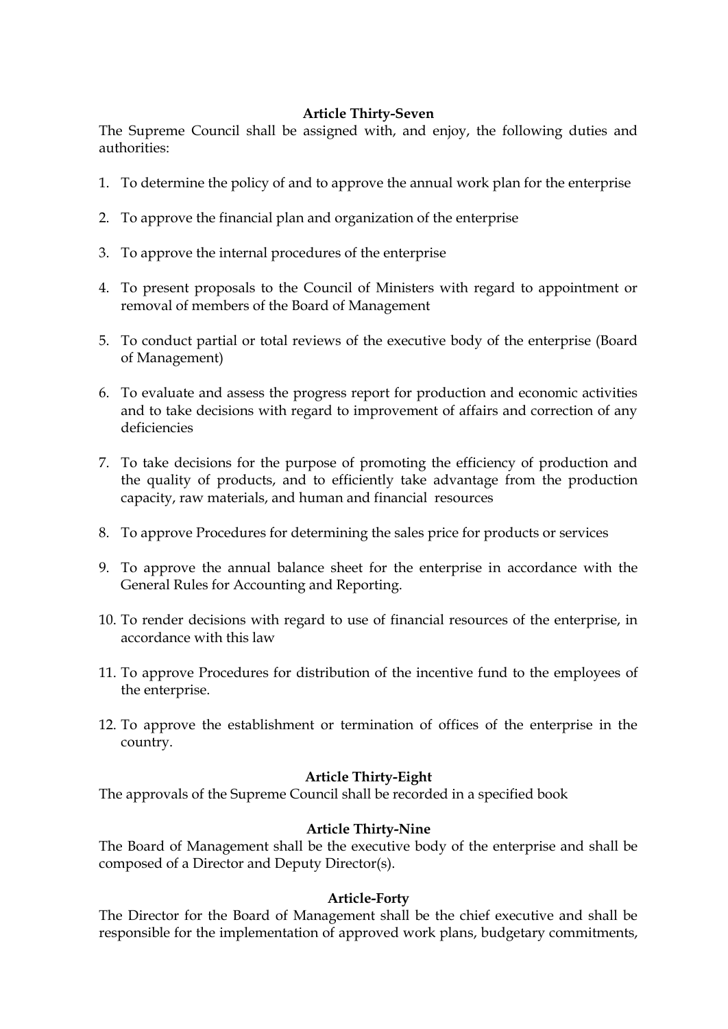### Article Thirty-Seven

The Supreme Council shall be assigned with, and enjoy, the following duties and authorities:

1. To determine the policy of and to approve the annual work plan for the enterprise
2. To approve the financial plan and organization of the enterprise
3. To approve the internal procedures of the enterprise
4. To present proposals to the Council of Ministers with regard to appointment or removal of members of the Board of Management
5. To conduct partial or total reviews of the executive body of the enterprise (Board of Management)
6. To evaluate and assess the progress report for production and economic activities and to take decisions with regard to improvement of affairs and correction of any deficiencies
7. To take decisions for the purpose of promoting the efficiency of production and the quality of products, and to efficiently take advantage from the production capacity, raw materials, and human and financial resources
8. To approve Procedures for determining the sales price for products or services
9. To approve the annual balance sheet for the enterprise in accordance with the General Rules for Accounting and Reporting.
10. To render decisions with regard to use of financial resources of the enterprise, in accordance with this law
11. To approve Procedures for distribution of the incentive fund to the employees of the enterprise.
12. To approve the establishment or termination of offices of the enterprise in the country.

### Article Thirty-Eight

The approvals of the Supreme Council shall be recorded in a specified book

### Article Thirty-Nine

The Board of Management shall be the executive body of the enterprise and shall be composed of a Director and Deputy Director(s).

### Article-Forty

The Director for the Board of Management shall be the chief executive and shall be responsible for the implementation of approved work plans, budgetary commitments,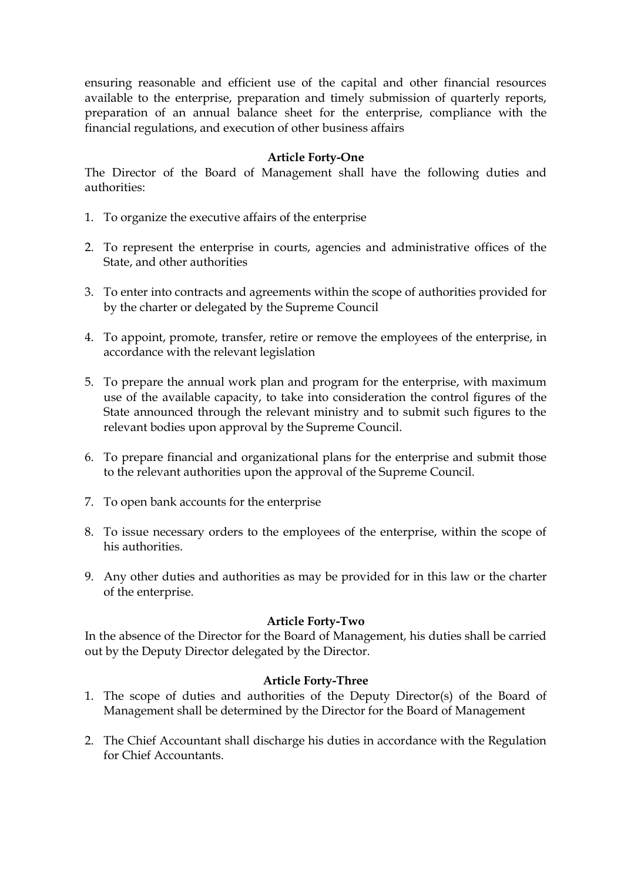ensuring reasonable and efficient use of the capital and other financial resources available to the enterprise, preparation and timely submission of quarterly reports, preparation of an annual balance sheet for the enterprise, compliance with the financial regulations, and execution of other business affairs

**Article Forty-One**

The Director of the Board of Management shall have the following duties and authorities:

1. To organize the executive affairs of the enterprise

2. To represent the enterprise in courts, agencies and administrative offices of the State, and other authorities

3. To enter into contracts and agreements within the scope of authorities provided for by the charter or delegated by the Supreme Council

4. To appoint, promote, transfer, retire or remove the employees of the enterprise, in accordance with the relevant legislation

5. To prepare the annual work plan and program for the enterprise, with maximum use of the available capacity, to take into consideration the control figures of the State announced through the relevant ministry and to submit such figures to the relevant bodies upon approval by the Supreme Council.

6. To prepare financial and organizational plans for the enterprise and submit those to the relevant authorities upon the approval of the Supreme Council.

7. To open bank accounts for the enterprise

8. To issue necessary orders to the employees of the enterprise, within the scope of his authorities.

9. Any other duties and authorities as may be provided for in this law or the charter of the enterprise.

**Article Forty-Two**

In the absence of the Director for the Board of Management, his duties shall be carried out by the Deputy Director delegated by the Director.

**Article Forty-Three**

1. The scope of duties and authorities of the Deputy Director(s) of the Board of Management shall be determined by the Director for the Board of Management

2. The Chief Accountant shall discharge his duties in accordance with the Regulation for Chief Accountants.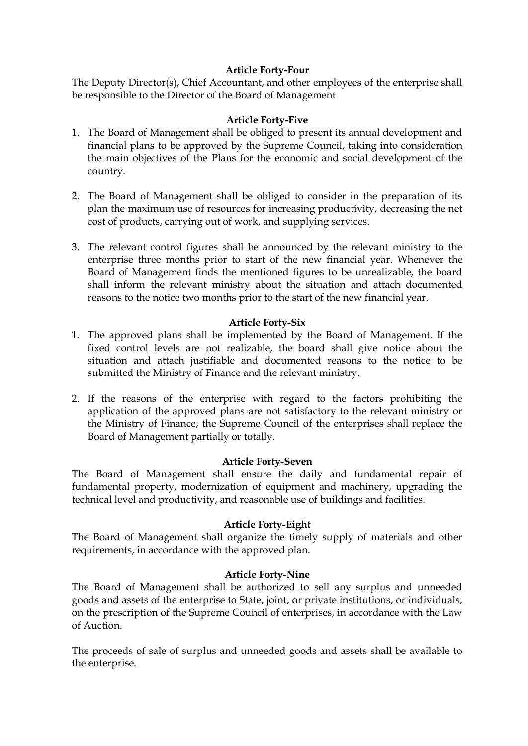**Article Forty-Four**

The Deputy Director(s), Chief Accountant, and other employees of the enterprise shall be responsible to the Director of the Board of Management

**Article Forty-Five**

1. The Board of Management shall be obliged to present its annual development and financial plans to be approved by the Supreme Council, taking into consideration the main objectives of the Plans for the economic and social development of the country.

2. The Board of Management shall be obliged to consider in the preparation of its plan the maximum use of resources for increasing productivity, decreasing the net cost of products, carrying out of work, and supplying services.

3. The relevant control figures shall be announced by the relevant ministry to the enterprise three months prior to start of the new financial year. Whenever the Board of Management finds the mentioned figures to be unrealizable, the board shall inform the relevant ministry about the situation and attach documented reasons to the notice two months prior to the start of the new financial year.

**Article Forty-Six**

1. The approved plans shall be implemented by the Board of Management. If the fixed control levels are not realizable, the board shall give notice about the situation and attach justifiable and documented reasons to the notice to be submitted the Ministry of Finance and the relevant ministry.

2. If the reasons of the enterprise with regard to the factors prohibiting the application of the approved plans are not satisfactory to the relevant ministry or the Ministry of Finance, the Supreme Council of the enterprises shall replace the Board of Management partially or totally.

**Article Forty-Seven**

The Board of Management shall ensure the daily and fundamental repair of fundamental property, modernization of equipment and machinery, upgrading the technical level and productivity, and reasonable use of buildings and facilities.

**Article Forty-Eight**

The Board of Management shall organize the timely supply of materials and other requirements, in accordance with the approved plan.

**Article Forty-Nine**

The Board of Management shall be authorized to sell any surplus and unneeded goods and assets of the enterprise to State, joint, or private institutions, or individuals, on the prescription of the Supreme Council of enterprises, in accordance with the Law of Auction.

The proceeds of sale of surplus and unneeded goods and assets shall be available to the enterprise.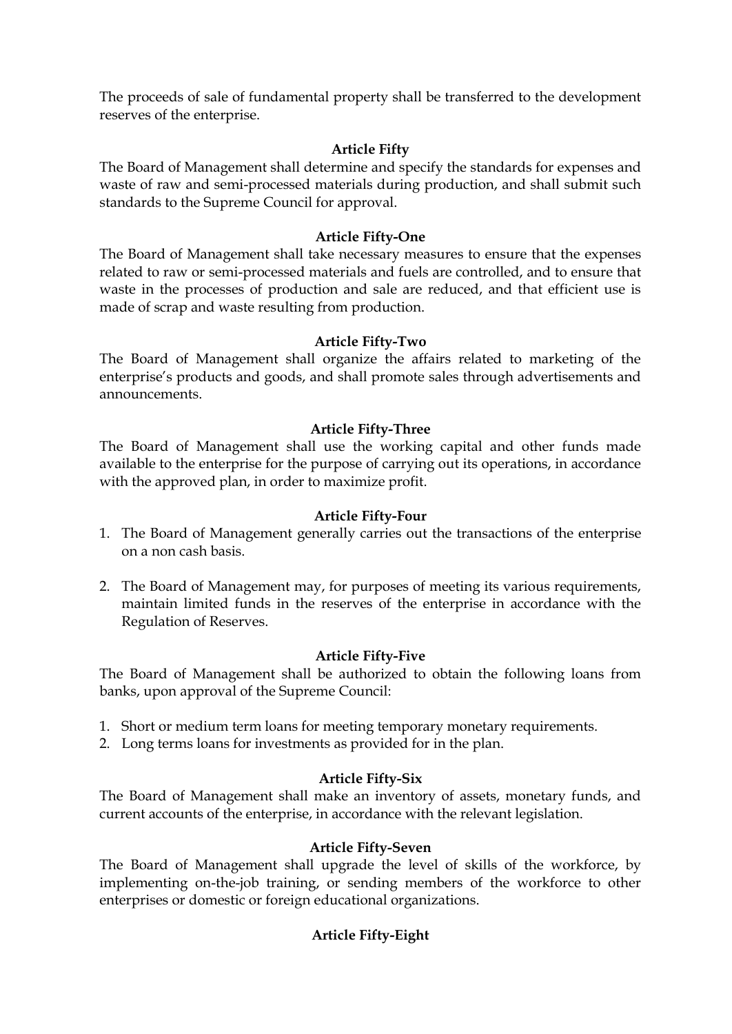The proceeds of sale of fundamental property shall be transferred to the development reserves of the enterprise.

### Article Fifty

The Board of Management shall determine and specify the standards for expenses and waste of raw and semi-processed materials during production, and shall submit such standards to the Supreme Council for approval.

### Article Fifty-One

The Board of Management shall take necessary measures to ensure that the expenses related to raw or semi-processed materials and fuels are controlled, and to ensure that waste in the processes of production and sale are reduced, and that efficient use is made of scrap and waste resulting from production.

### Article Fifty-Two

The Board of Management shall organize the affairs related to marketing of the enterprise's products and goods, and shall promote sales through advertisements and announcements.

### Article Fifty-Three

The Board of Management shall use the working capital and other funds made available to the enterprise for the purpose of carrying out its operations, in accordance with the approved plan, in order to maximize profit.

### Article Fifty-Four

1. The Board of Management generally carries out the transactions of the enterprise on a non cash basis.

2. The Board of Management may, for purposes of meeting its various requirements, maintain limited funds in the reserves of the enterprise in accordance with the Regulation of Reserves.

### Article Fifty-Five

The Board of Management shall be authorized to obtain the following loans from banks, upon approval of the Supreme Council:

1. Short or medium term loans for meeting temporary monetary requirements.
2. Long terms loans for investments as provided for in the plan.

### Article Fifty-Six

The Board of Management shall make an inventory of assets, monetary funds, and current accounts of the enterprise, in accordance with the relevant legislation.

### Article Fifty-Seven

The Board of Management shall upgrade the level of skills of the workforce, by implementing on-the-job training, or sending members of the workforce to other enterprises or domestic or foreign educational organizations.

### Article Fifty-Eight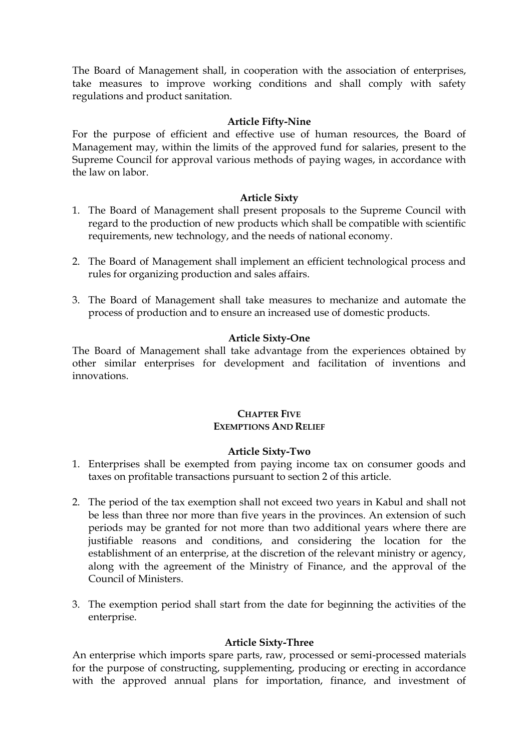The Board of Management shall, in cooperation with the association of enterprises, take measures to improve working conditions and shall comply with safety regulations and product sanitation.

**Article Fifty-Nine**

For the purpose of efficient and effective use of human resources, the Board of Management may, within the limits of the approved fund for salaries, present to the Supreme Council for approval various methods of paying wages, in accordance with the law on labor.

**Article Sixty**

1. The Board of Management shall present proposals to the Supreme Council with regard to the production of new products which shall be compatible with scientific requirements, new technology, and the needs of national economy.

2. The Board of Management shall implement an efficient technological process and rules for organizing production and sales affairs.

3. The Board of Management shall take measures to mechanize and automate the process of production and to ensure an increased use of domestic products.

**Article Sixty-One**

The Board of Management shall take advantage from the experiences obtained by other similar enterprises for development and facilitation of inventions and innovations.

## CHAPTER FIVE
## EXEMPTIONS AND RELIEF

**Article Sixty-Two**

1. Enterprises shall be exempted from paying income tax on consumer goods and taxes on profitable transactions pursuant to section 2 of this article.

2. The period of the tax exemption shall not exceed two years in Kabul and shall not be less than three nor more than five years in the provinces. An extension of such periods may be granted for not more than two additional years where there are justifiable reasons and conditions, and considering the location for the establishment of an enterprise, at the discretion of the relevant ministry or agency, along with the agreement of the Ministry of Finance, and the approval of the Council of Ministers.

3. The exemption period shall start from the date for beginning the activities of the enterprise.

**Article Sixty-Three**

An enterprise which imports spare parts, raw, processed or semi-processed materials for the purpose of constructing, supplementing, producing or erecting in accordance with the approved annual plans for importation, finance, and investment of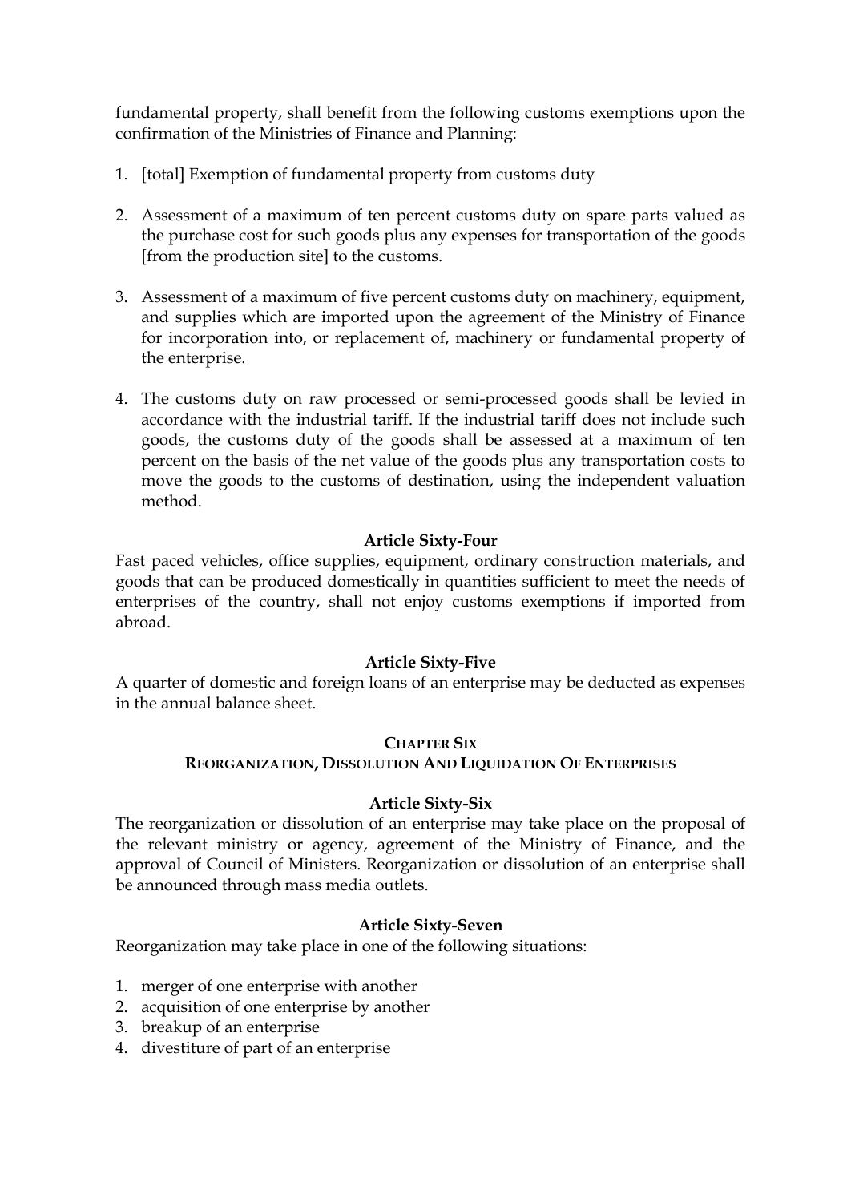fundamental property, shall benefit from the following customs exemptions upon the confirmation of the Ministries of Finance and Planning:

1. [total] Exemption of fundamental property from customs duty

2. Assessment of a maximum of ten percent customs duty on spare parts valued as the purchase cost for such goods plus any expenses for transportation of the goods [from the production site] to the customs.

3. Assessment of a maximum of five percent customs duty on machinery, equipment, and supplies which are imported upon the agreement of the Ministry of Finance for incorporation into, or replacement of, machinery or fundamental property of the enterprise.

4. The customs duty on raw processed or semi-processed goods shall be levied in accordance with the industrial tariff. If the industrial tariff does not include such goods, the customs duty of the goods shall be assessed at a maximum of ten percent on the basis of the net value of the goods plus any transportation costs to move the goods to the customs of destination, using the independent valuation method.

**Article Sixty-Four**

Fast paced vehicles, office supplies, equipment, ordinary construction materials, and goods that can be produced domestically in quantities sufficient to meet the needs of enterprises of the country, shall not enjoy customs exemptions if imported from abroad.

**Article Sixty-Five**

A quarter of domestic and foreign loans of an enterprise may be deducted as expenses in the annual balance sheet.

## CHAPTER SIX
## REORGANIZATION, DISSOLUTION AND LIQUIDATION OF ENTERPRISES

**Article Sixty-Six**

The reorganization or dissolution of an enterprise may take place on the proposal of the relevant ministry or agency, agreement of the Ministry of Finance, and the approval of Council of Ministers. Reorganization or dissolution of an enterprise shall be announced through mass media outlets.

**Article Sixty-Seven**

Reorganization may take place in one of the following situations:

1. merger of one enterprise with another
2. acquisition of one enterprise by another
3. breakup of an enterprise
4. divestiture of part of an enterprise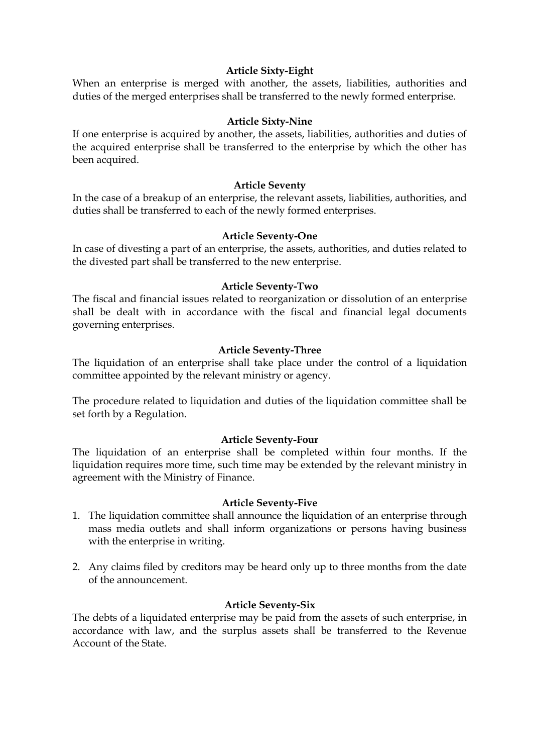**Article Sixty-Eight**

When an enterprise is merged with another, the assets, liabilities, authorities and duties of the merged enterprises shall be transferred to the newly formed enterprise.

**Article Sixty-Nine**

If one enterprise is acquired by another, the assets, liabilities, authorities and duties of the acquired enterprise shall be transferred to the enterprise by which the other has been acquired.

**Article Seventy**

In the case of a breakup of an enterprise, the relevant assets, liabilities, authorities, and duties shall be transferred to each of the newly formed enterprises.

**Article Seventy-One**

In case of divesting a part of an enterprise, the assets, authorities, and duties related to the divested part shall be transferred to the new enterprise.

**Article Seventy-Two**

The fiscal and financial issues related to reorganization or dissolution of an enterprise shall be dealt with in accordance with the fiscal and financial legal documents governing enterprises.

**Article Seventy-Three**

The liquidation of an enterprise shall take place under the control of a liquidation committee appointed by the relevant ministry or agency.

The procedure related to liquidation and duties of the liquidation committee shall be set forth by a Regulation.

**Article Seventy-Four**

The liquidation of an enterprise shall be completed within four months. If the liquidation requires more time, such time may be extended by the relevant ministry in agreement with the Ministry of Finance.

**Article Seventy-Five**

1. The liquidation committee shall announce the liquidation of an enterprise through mass media outlets and shall inform organizations or persons having business with the enterprise in writing.

2. Any claims filed by creditors may be heard only up to three months from the date of the announcement.

**Article Seventy-Six**

The debts of a liquidated enterprise may be paid from the assets of such enterprise, in accordance with law, and the surplus assets shall be transferred to the Revenue Account of the State.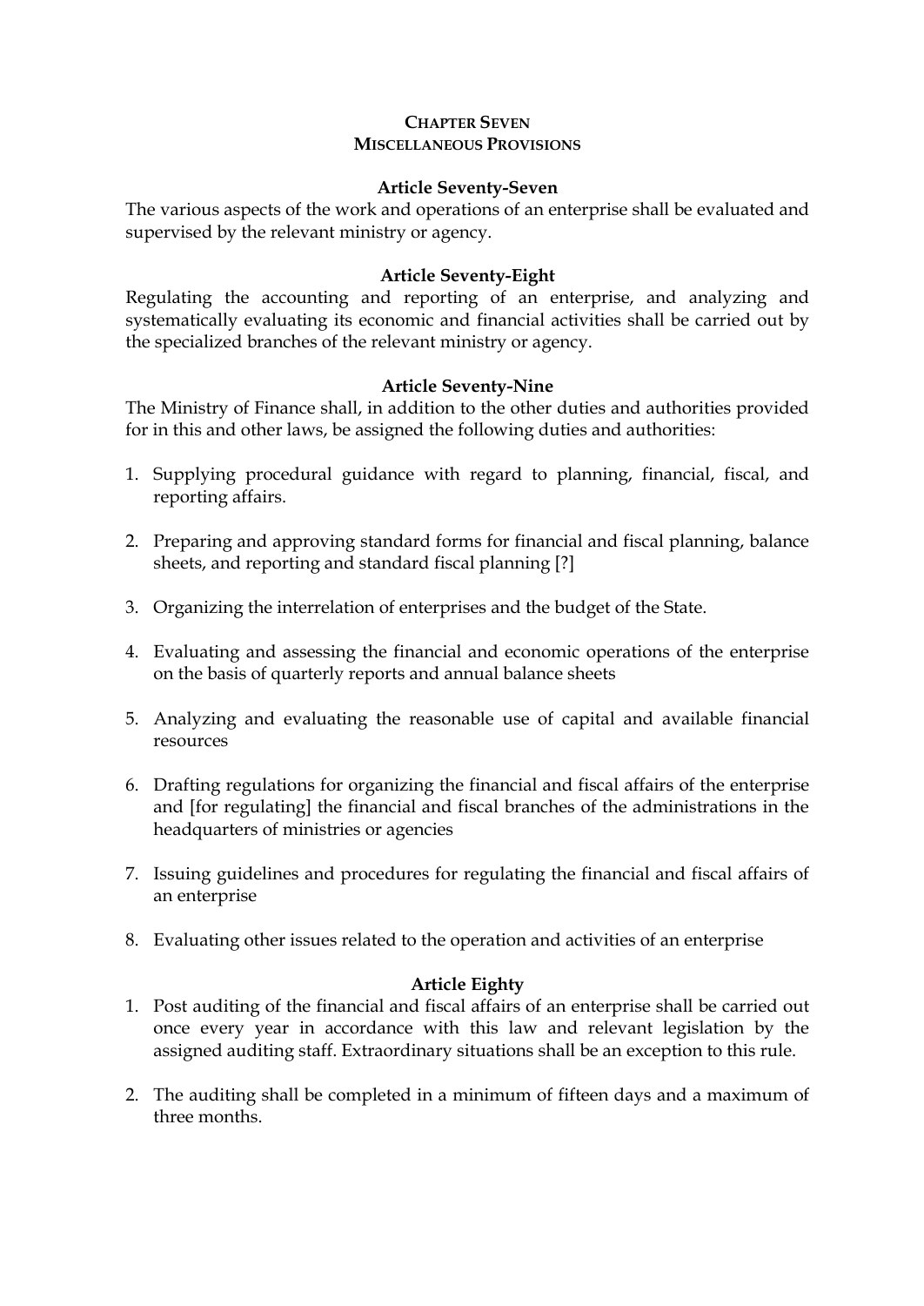## CHAPTER SEVEN
## MISCELLANEOUS PROVISIONS

### Article Seventy-Seven

The various aspects of the work and operations of an enterprise shall be evaluated and supervised by the relevant ministry or agency.

### Article Seventy-Eight

Regulating the accounting and reporting of an enterprise, and analyzing and systematically evaluating its economic and financial activities shall be carried out by the specialized branches of the relevant ministry or agency.

### Article Seventy-Nine

The Ministry of Finance shall, in addition to the other duties and authorities provided for in this and other laws, be assigned the following duties and authorities:

1. Supplying procedural guidance with regard to planning, financial, fiscal, and reporting affairs.

2. Preparing and approving standard forms for financial and fiscal planning, balance sheets, and reporting and standard fiscal planning [?]

3. Organizing the interrelation of enterprises and the budget of the State.

4. Evaluating and assessing the financial and economic operations of the enterprise on the basis of quarterly reports and annual balance sheets

5. Analyzing and evaluating the reasonable use of capital and available financial resources

6. Drafting regulations for organizing the financial and fiscal affairs of the enterprise and [for regulating] the financial and fiscal branches of the administrations in the headquarters of ministries or agencies

7. Issuing guidelines and procedures for regulating the financial and fiscal affairs of an enterprise

8. Evaluating other issues related to the operation and activities of an enterprise

### Article Eighty

1. Post auditing of the financial and fiscal affairs of an enterprise shall be carried out once every year in accordance with this law and relevant legislation by the assigned auditing staff. Extraordinary situations shall be an exception to this rule.

2. The auditing shall be completed in a minimum of fifteen days and a maximum of three months.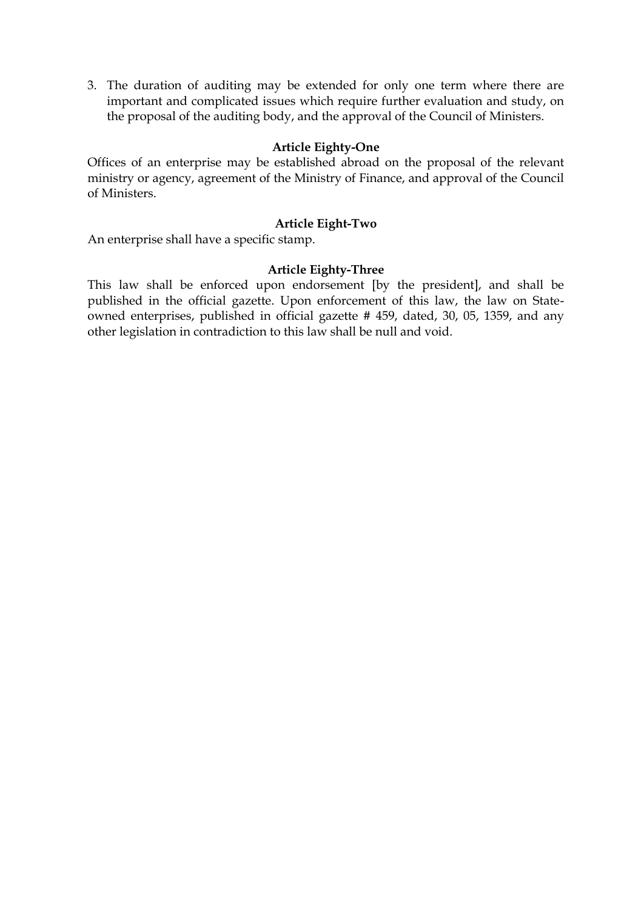3. The duration of auditing may be extended for only one term where there are important and complicated issues which require further evaluation and study, on the proposal of the auditing body, and the approval of the Council of Ministers.

### Article Eighty-One

Offices of an enterprise may be established abroad on the proposal of the relevant ministry or agency, agreement of the Ministry of Finance, and approval of the Council of Ministers.

### Article Eight-Two

An enterprise shall have a specific stamp.

### Article Eighty-Three

This law shall be enforced upon endorsement [by the president], and shall be published in the official gazette. Upon enforcement of this law, the law on State-owned enterprises, published in official gazette # 459, dated, 30, 05, 1359, and any other legislation in contradiction to this law shall be null and void.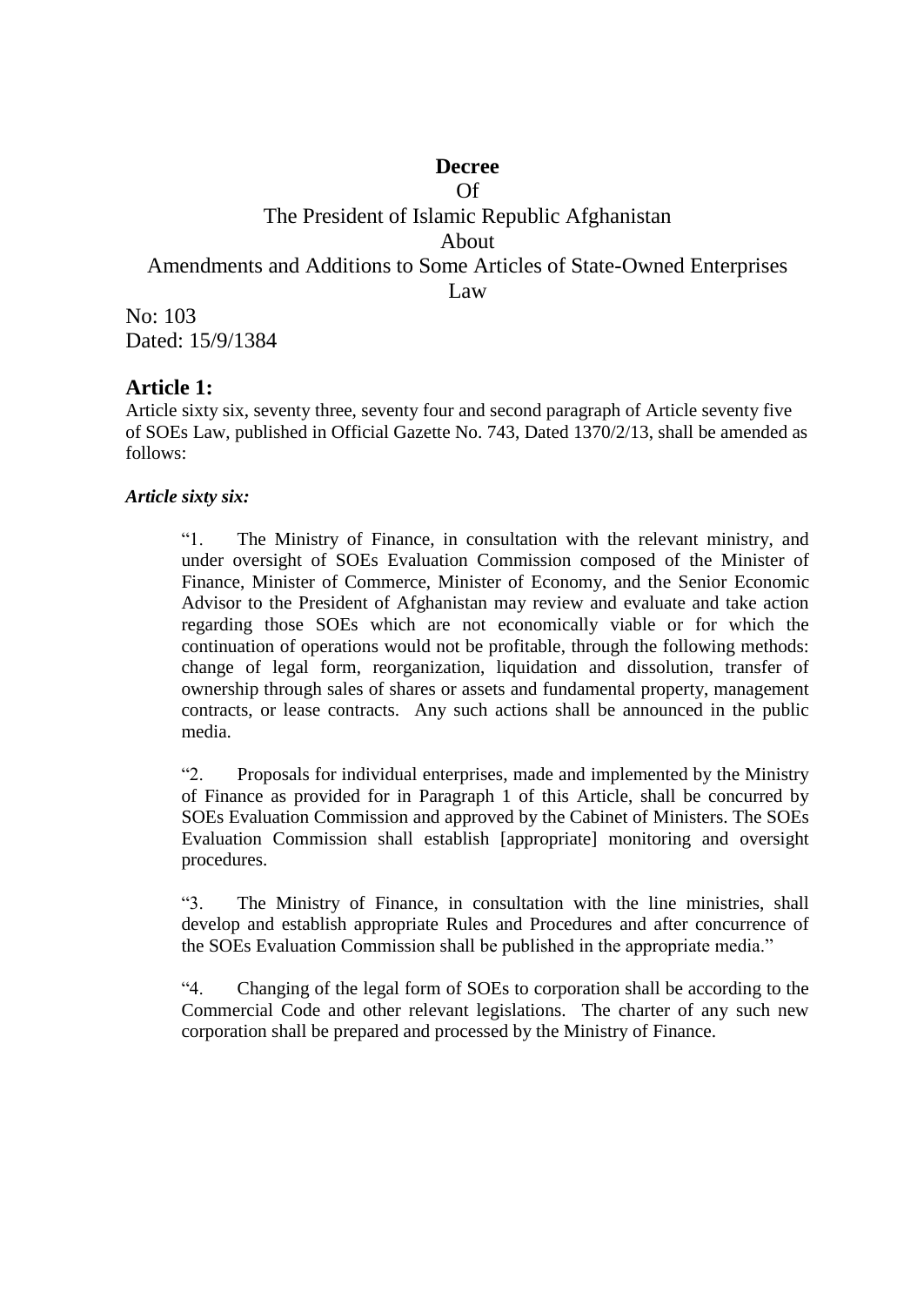**Decree**

Of

The President of Islamic Republic Afghanistan

About

Amendments and Additions to Some Articles of State-Owned Enterprises Law

No: 103
Dated: 15/9/1384

## Article 1:

Article sixty six, seventy three, seventy four and second paragraph of Article seventy five of SOEs Law, published in Official Gazette No. 743, Dated 1370/2/13, shall be amended as follows:

***Article sixty six:***

> "1. The Ministry of Finance, in consultation with the relevant ministry, and under oversight of SOEs Evaluation Commission composed of the Minister of Finance, Minister of Commerce, Minister of Economy, and the Senior Economic Advisor to the President of Afghanistan may review and evaluate and take action regarding those SOEs which are not economically viable or for which the continuation of operations would not be profitable, through the following methods: change of legal form, reorganization, liquidation and dissolution, transfer of ownership through sales of shares or assets and fundamental property, management contracts, or lease contracts. Any such actions shall be announced in the public media.
>
> "2. Proposals for individual enterprises, made and implemented by the Ministry of Finance as provided for in Paragraph 1 of this Article, shall be concurred by SOEs Evaluation Commission and approved by the Cabinet of Ministers. The SOEs Evaluation Commission shall establish [appropriate] monitoring and oversight procedures.
>
> "3. The Ministry of Finance, in consultation with the line ministries, shall develop and establish appropriate Rules and Procedures and after concurrence of the SOEs Evaluation Commission shall be published in the appropriate media."
>
> "4. Changing of the legal form of SOEs to corporation shall be according to the Commercial Code and other relevant legislations. The charter of any such new corporation shall be prepared and processed by the Ministry of Finance.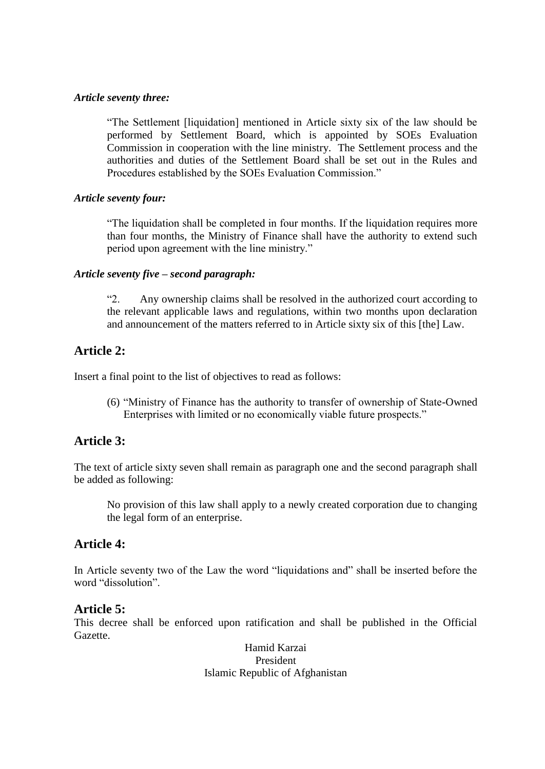***Article seventy three:***

> "The Settlement [liquidation] mentioned in Article sixty six of the law should be performed by Settlement Board, which is appointed by SOEs Evaluation Commission in cooperation with the line ministry. The Settlement process and the authorities and duties of the Settlement Board shall be set out in the Rules and Procedures established by the SOEs Evaluation Commission."

***Article seventy four:***

> "The liquidation shall be completed in four months. If the liquidation requires more than four months, the Ministry of Finance shall have the authority to extend such period upon agreement with the line ministry."

***Article seventy five – second paragraph:***

> "2. Any ownership claims shall be resolved in the authorized court according to the relevant applicable laws and regulations, within two months upon declaration and announcement of the matters referred to in Article sixty six of this [the] Law.

## Article 2:

Insert a final point to the list of objectives to read as follows:

> (6) "Ministry of Finance has the authority to transfer of ownership of State-Owned Enterprises with limited or no economically viable future prospects."

## Article 3:

The text of article sixty seven shall remain as paragraph one and the second paragraph shall be added as following:

> No provision of this law shall apply to a newly created corporation due to changing the legal form of an enterprise.

## Article 4:

In Article seventy two of the Law the word "liquidations and" shall be inserted before the word "dissolution".

## Article 5:

This decree shall be enforced upon ratification and shall be published in the Official Gazette.

Hamid Karzai
President
Islamic Republic of Afghanistan